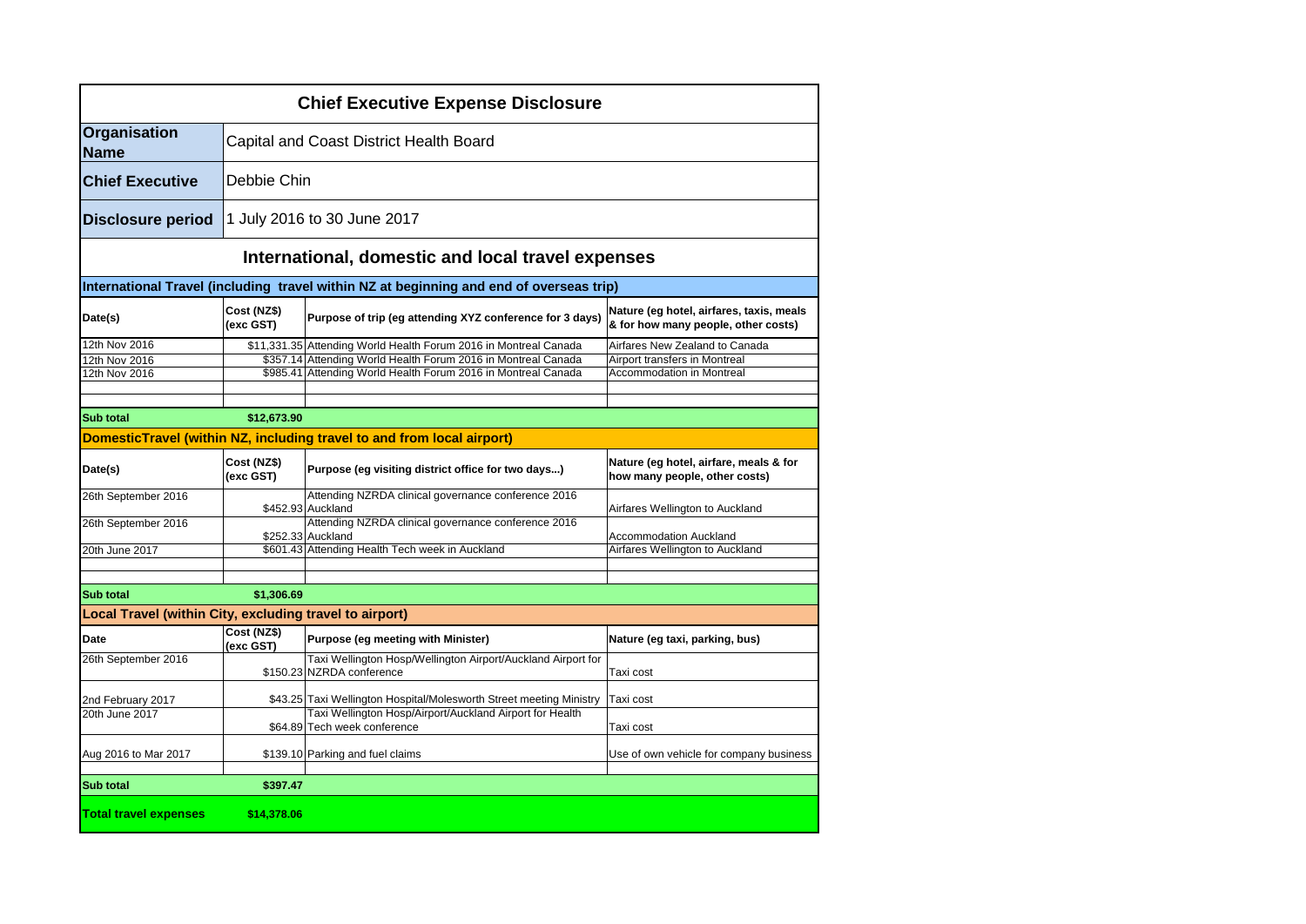# Chief Executive Expense Disclosure

| | |
|---|---|
| **Organisation Name** | Capital and Coast District Health Board |
| **Chief Executive** | Debbie Chin |
| **Disclosure period** | 1 July 2016 to 30 June 2017 |

## International, domestic and local travel expenses

### International Travel (including travel within NZ at beginning and end of overseas trip)

| Date(s) | Cost (NZ$) (exc GST) | Purpose of trip (eg attending XYZ conference for 3 days) | Nature (eg hotel, airfares, taxis, meals & for how many people, other costs) |
|---|---|---|---|
| 12th Nov 2016 | $11,331.35 | Attending World Health Forum 2016 in Montreal Canada | Airfares New Zealand to Canada |
| 12th Nov 2016 | $357.14 | Attending World Health Forum 2016 in Montreal Canada | Airport transfers in Montreal |
| 12th Nov 2016 | $985.41 | Attending World Health Forum 2016 in Montreal Canada | Accommodation in Montreal |
| | | | |
| | | | |
| **Sub total** | **$12,673.90** | | |

### DomesticTravel (within NZ, including travel to and from local airport)

| Date(s) | Cost (NZ$) (exc GST) | Purpose (eg visiting district office for two days...) | Nature (eg hotel, airfare, meals & for how many people, other costs) |
|---|---|---|---|
| 26th September 2016 | $452.93 | Attending NZRDA clinical governance conference 2016 Auckland | Airfares Wellington to Auckland |
| 26th September 2016 | $252.33 | Attending NZRDA clinical governance conference 2016 Auckland | Accommodation Auckland |
| 20th June 2017 | $601.43 | Attending Health Tech week in Auckland | Airfares Wellington to Auckland |
| | | | |
| | | | |
| **Sub total** | **$1,306.69** | | |

### Local Travel (within City, excluding travel to airport)

| Date | Cost (NZ$) (exc GST) | Purpose (eg meeting with Minister) | Nature (eg taxi, parking, bus) |
|---|---|---|---|
| 26th September 2016 | $150.23 | Taxi Wellington Hosp/Wellington Airport/Auckland Airport for NZRDA conference | Taxi cost |
| 2nd February 2017 | $43.25 | Taxi Wellington Hospital/Molesworth Street meeting Ministry | Taxi cost |
| 20th June 2017 | $64.89 | Taxi Wellington Hosp/Airport/Auckland Airport for Health Tech week conference | Taxi cost |
| Aug 2016 to Mar 2017 | $139.10 | Parking and fuel claims | Use of own vehicle for company business |
| | | | |
| **Sub total** | **$397.47** | | |
| **Total travel expenses** | **$14,378.06** | | |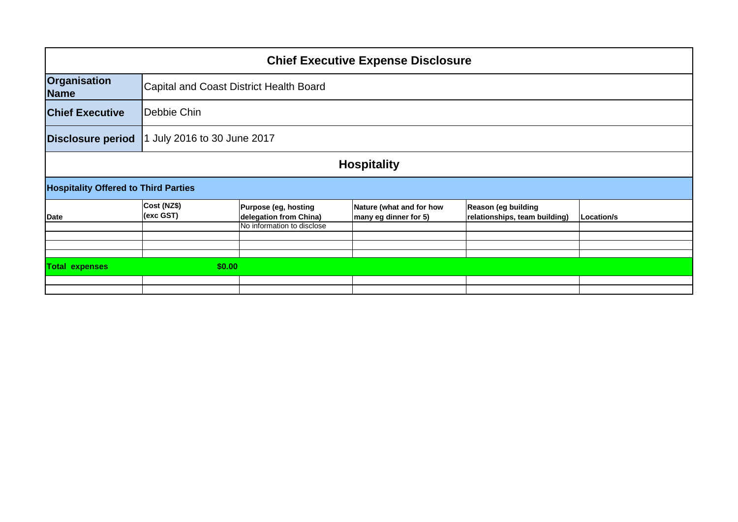# Chief Executive Expense Disclosure

| | |
|---|---|
| **Organisation Name** | Capital and Coast District Health Board |
| **Chief Executive** | Debbie Chin |
| **Disclosure period** | 1 July 2016 to 30 June 2017 |

## Hospitality

### Hospitality Offered to Third Parties

| Date | Cost (NZ$) (exc GST) | Purpose (eg, hosting delegation from China) | Nature (what and for how many eg dinner for 5) | Reason (eg building relationships, team building) | Location/s |
|---|---|---|---|---|---|
| | | No information to disclose | | | |
| | | | | | |
| | | | | | |
| | | | | | |
| **Total expenses** | **$0.00** | | | | |
| | | | | | |
| | | | | | |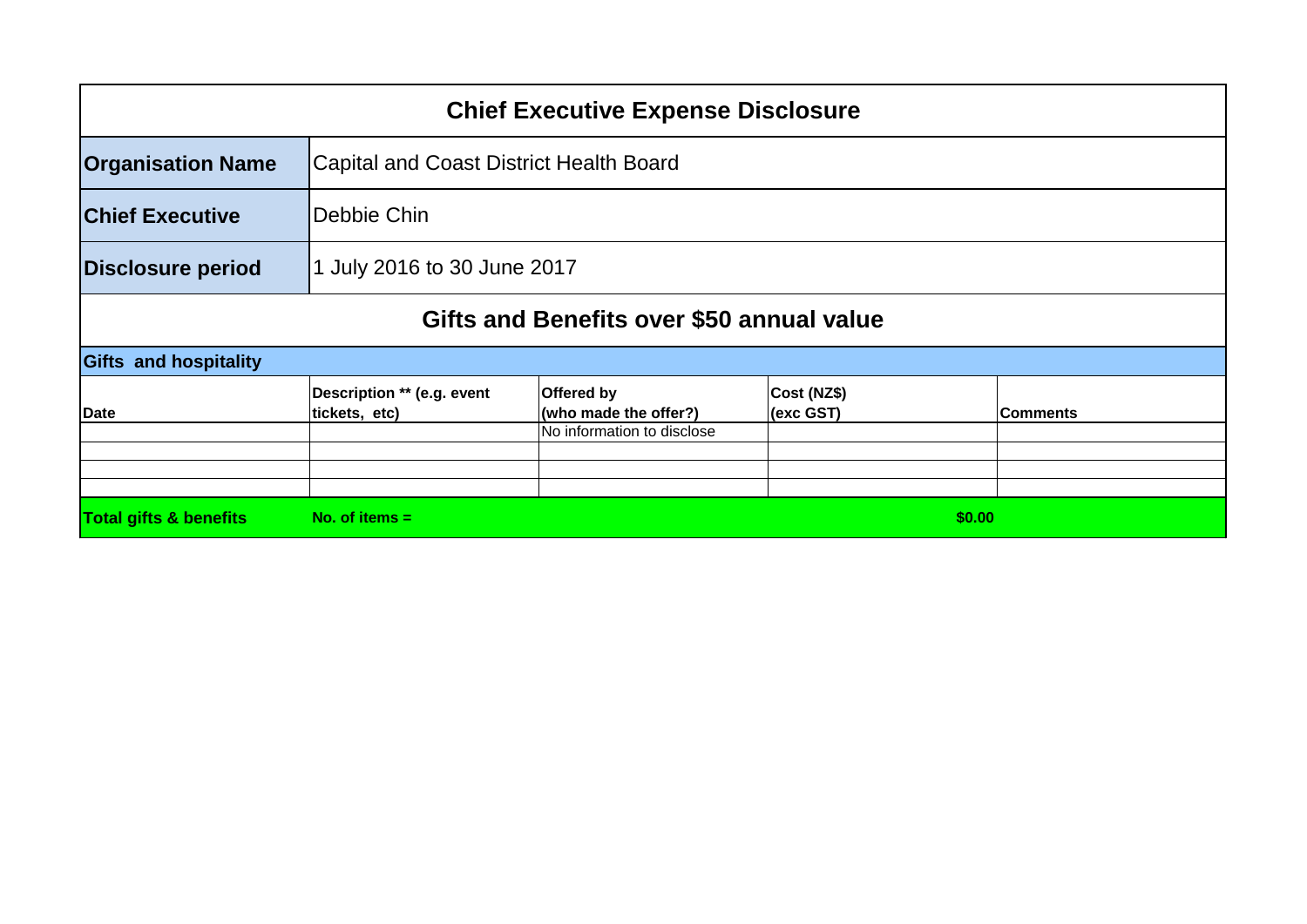# Chief Executive Expense Disclosure

| | |
|---|---|
| **Organisation Name** | Capital and Coast District Health Board |
| **Chief Executive** | Debbie Chin |
| **Disclosure period** | 1 July 2016 to 30 June 2017 |

## Gifts and Benefits over $50 annual value

**Gifts and hospitality**

| Date | Description ** (e.g. event tickets, etc) | Offered by (who made the offer?) | Cost (NZ$) (exc GST) | Comments |
|---|---|---|---|---|
| | | No information to disclose | | |
| | | | | |
| | | | | |
| | | | | |
| **Total gifts & benefits** | **No. of items =** | | | **$0.00** |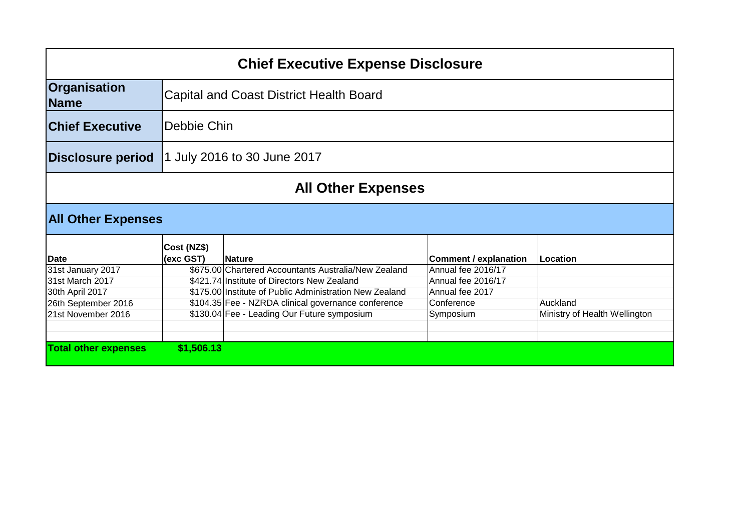# Chief Executive Expense Disclosure

| | |
|---|---|
| **Organisation Name** | Capital and Coast District Health Board |
| **Chief Executive** | Debbie Chin |
| **Disclosure period** | 1 July 2016 to 30 June 2017 |

## All Other Expenses

### All Other Expenses

| Date | Cost (NZ$) (exc GST) | Nature | Comment / explanation | Location |
|---|---|---|---|---|
| 31st January 2017 | $675.00 | Chartered Accountants Australia/New Zealand | Annual fee 2016/17 | |
| 31st March 2017 | $421.74 | Institute of Directors New Zealand | Annual fee 2016/17 | |
| 30th April 2017 | $175.00 | Institute of Public Administration New Zealand | Annual fee 2017 | |
| 26th September 2016 | $104.35 | Fee - NZRDA clinical governance conference | Conference | Auckland |
| 21st November 2016 | $130.04 | Fee - Leading Our Future symposium | Symposium | Ministry of Health Wellington |
| | | | | |
| | | | | |
| **Total other expenses** | **$1,506.13** | | | |